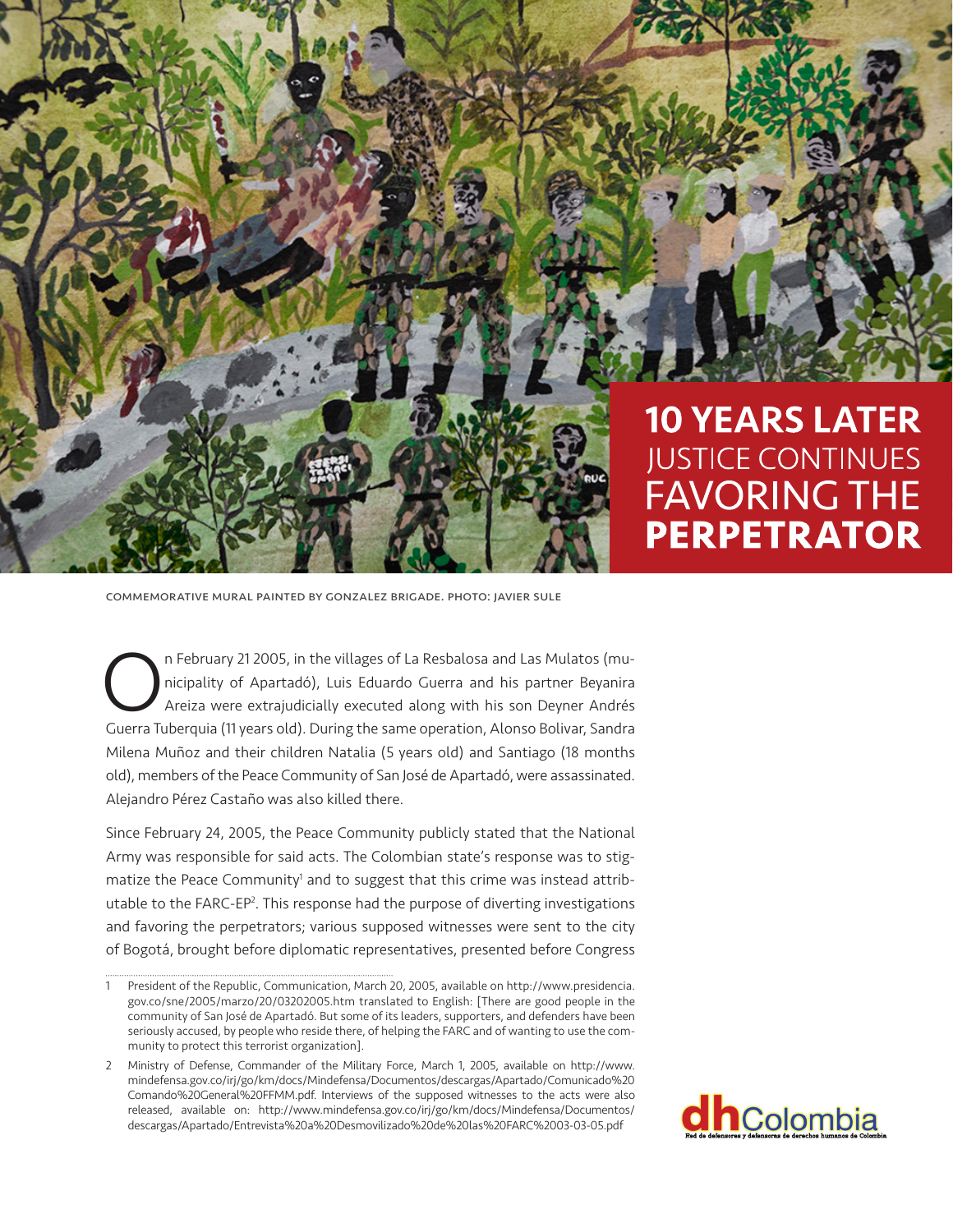# 10 YEARS LATER JUSTICE CONTINUES FAVORING THE PERPETRATOR

COMMEMORATIVE MURAL PAINTED BY GONZALEZ BRIGADE. PHOTO: JAVIER SULE

On February 21 2005, in the villages of La Resbalosa and Las Mulatos (municipality of Apartadó), Luis Eduardo Guerra and his partner Beyanira Areiza were extrajudicially executed along with his son Deyner Andrés Guerra Tuberquia (11 years old). During the same operation, Alonso Bolivar, Sandra Milena Muñoz and their children Natalia (5 years old) and Santiago (18 months old), members of the Peace Community of San José de Apartadó, were assassinated. Alejandro Pérez Castaño was also killed there.

Since February 24, 2005, the Peace Community publicly stated that the National Army was responsible for said acts. The Colombian state's response was to stigmatize the Peace Community[1] and to suggest that this crime was instead attributable to the FARC-EP[2]. This response had the purpose of diverting investigations and favoring the perpetrators; various supposed witnesses were sent to the city of Bogotá, brought before diplomatic representatives, presented before Congress

---

1 President of the Republic, Communication, March 20, 2005, available on http://www.presidencia.gov.co/sne/2005/marzo/20/03202005.htm translated to English: [There are good people in the community of San José de Apartadó. But some of its leaders, supporters, and defenders have been seriously accused, by people who reside there, of helping the FARC and of wanting to use the community to protect this terrorist organization].

2 Ministry of Defense, Commander of the Military Force, March 1, 2005, available on http://www.mindefensa.gov.co/irj/go/km/docs/Mindefensa/Documentos/descargas/Apartado/Comunicado%20Comando%20General%20FFMM.pdf. Interviews of the supposed witnesses to the acts were also released, available on: http://www.mindefensa.gov.co/irj/go/km/docs/Mindefensa/Documentos/descargas/Apartado/Entrevista%20a%20Desmovilizado%20de%20las%20FARC%2003-03-05.pdf

dhColombia
Red de defensores y defensoras de derechos humanos de Colombia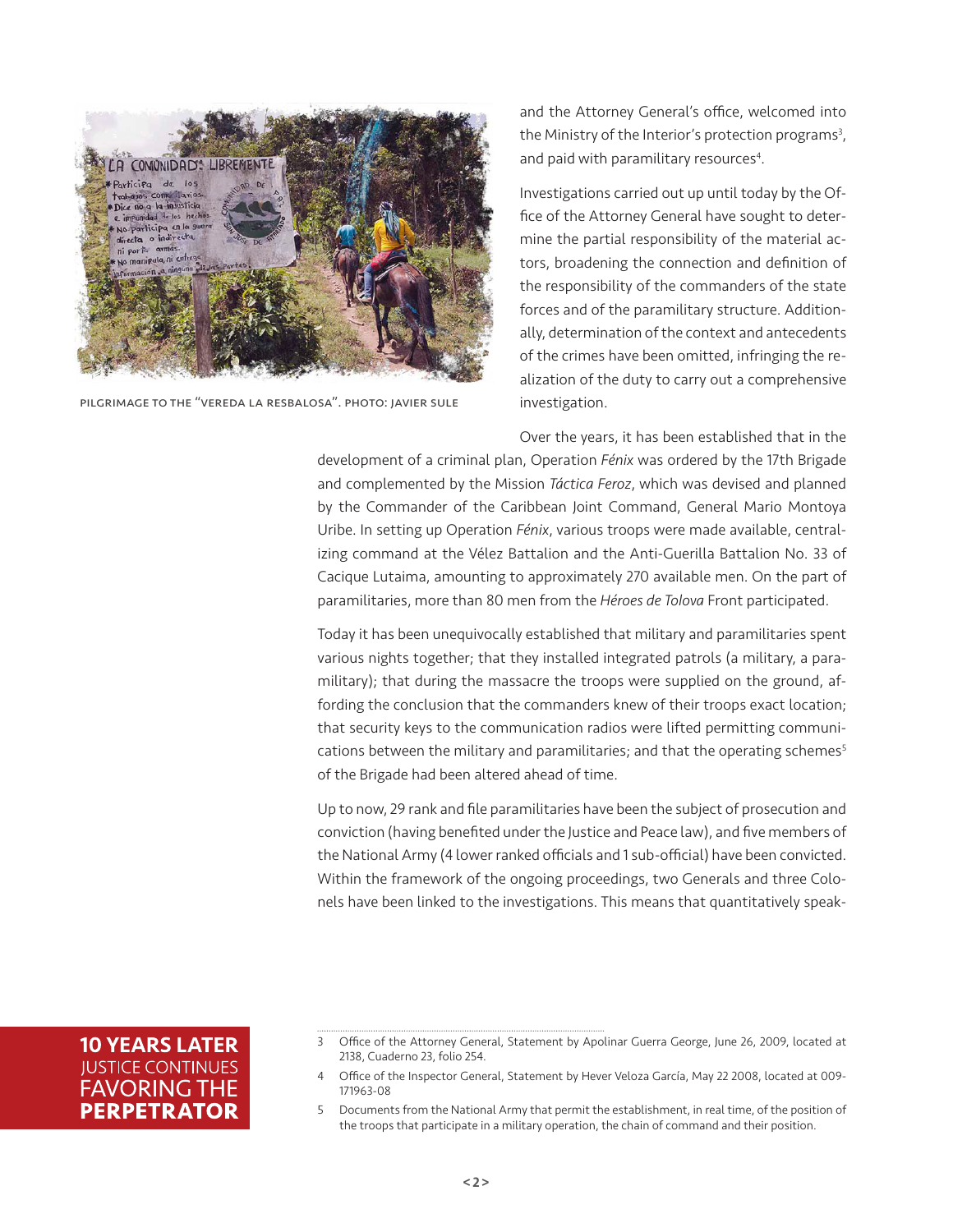PILGRIMAGE TO THE "VEREDA LA RESBALOSA". PHOTO: JAVIER SULE

and the Attorney General's office, welcomed into the Ministry of the Interior's protection programs[3], and paid with paramilitary resources[4].

Investigations carried out up until today by the Office of the Attorney General have sought to determine the partial responsibility of the material actors, broadening the connection and definition of the responsibility of the commanders of the state forces and of the paramilitary structure. Additionally, determination of the context and antecedents of the crimes have been omitted, infringing the realization of the duty to carry out a comprehensive investigation.

Over the years, it has been established that in the development of a criminal plan, Operation *Fénix* was ordered by the 17th Brigade and complemented by the Mission *Táctica Feroz*, which was devised and planned by the Commander of the Caribbean Joint Command, General Mario Montoya Uribe. In setting up Operation *Fénix*, various troops were made available, centralizing command at the Vélez Battalion and the Anti-Guerilla Battalion No. 33 of Cacique Lutaima, amounting to approximately 270 available men. On the part of paramilitaries, more than 80 men from the *Héroes de Tolova* Front participated.

Today it has been unequivocally established that military and paramilitaries spent various nights together; that they installed integrated patrols (a military, a paramilitary); that during the massacre the troops were supplied on the ground, affording the conclusion that the commanders knew of their troops exact location; that security keys to the communication radios were lifted permitting communications between the military and paramilitaries; and that the operating schemes[5] of the Brigade had been altered ahead of time.

Up to now, 29 rank and file paramilitaries have been the subject of prosecution and conviction (having benefited under the Justice and Peace law), and five members of the National Army (4 lower ranked officials and 1 sub-official) have been convicted. Within the framework of the ongoing proceedings, two Generals and three Colonels have been linked to the investigations. This means that quantitatively speak-

**10 YEARS LATER** JUSTICE CONTINUES FAVORING THE **PERPETRATOR**

3 Office of the Attorney General, Statement by Apolinar Guerra George, June 26, 2009, located at 2138, Cuaderno 23, folio 254.

4 Office of the Inspector General, Statement by Hever Veloza García, May 22 2008, located at 009-171963-08

5 Documents from the National Army that permit the establishment, in real time, of the position of the troops that participate in a military operation, the chain of command and their position.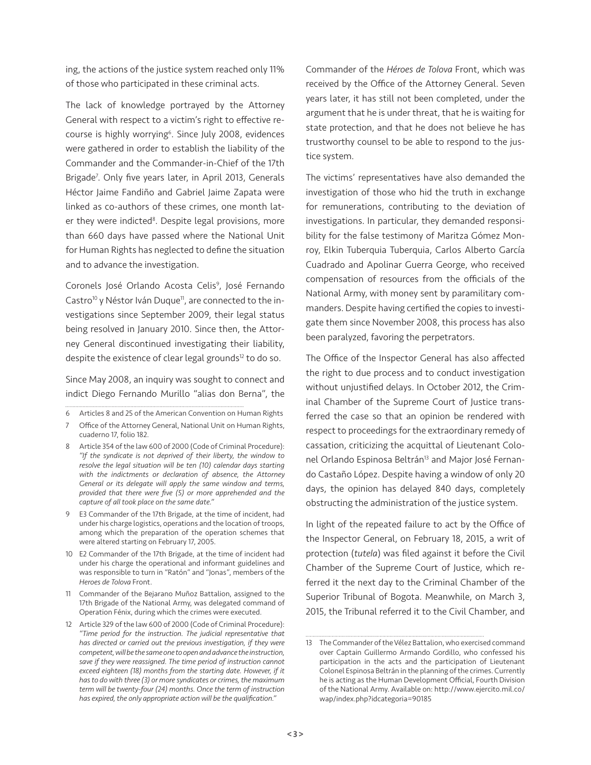ing, the actions of the justice system reached only 11% of those who participated in these criminal acts.

The lack of knowledge portrayed by the Attorney General with respect to a victim's right to effective recourse is highly worrying[6]. Since July 2008, evidences were gathered in order to establish the liability of the Commander and the Commander-in-Chief of the 17th Brigade[7]. Only five years later, in April 2013, Generals Héctor Jaime Fandiño and Gabriel Jaime Zapata were linked as co-authors of these crimes, one month later they were indicted[8]. Despite legal provisions, more than 660 days have passed where the National Unit for Human Rights has neglected to define the situation and to advance the investigation.

Coronels José Orlando Acosta Celis[9], José Fernando Castro[10] y Néstor Iván Duque[11], are connected to the investigations since September 2009, their legal status being resolved in January 2010. Since then, the Attorney General discontinued investigating their liability, despite the existence of clear legal grounds[12] to do so.

Since May 2008, an inquiry was sought to connect and indict Diego Fernando Murillo "alias don Berna", the Commander of the *Héroes de Tolova* Front, which was received by the Office of the Attorney General. Seven years later, it has still not been completed, under the argument that he is under threat, that he is waiting for state protection, and that he does not believe he has trustworthy counsel to be able to respond to the justice system.

The victims' representatives have also demanded the investigation of those who hid the truth in exchange for remunerations, contributing to the deviation of investigations. In particular, they demanded responsibility for the false testimony of Maritza Gómez Monroy, Elkin Tuberquia Tuberquia, Carlos Alberto García Cuadrado and Apolinar Guerra George, who received compensation of resources from the officials of the National Army, with money sent by paramilitary commanders. Despite having certified the copies to investigate them since November 2008, this process has also been paralyzed, favoring the perpetrators.

The Office of the Inspector General has also affected the right to due process and to conduct investigation without unjustified delays. In October 2012, the Criminal Chamber of the Supreme Court of Justice transferred the case so that an opinion be rendered with respect to proceedings for the extraordinary remedy of cassation, criticizing the acquittal of Lieutenant Colonel Orlando Espinosa Beltrán[13] and Major José Fernando Castaño López. Despite having a window of only 20 days, the opinion has delayed 840 days, completely obstructing the administration of the justice system.

In light of the repeated failure to act by the Office of the Inspector General, on February 18, 2015, a writ of protection (*tutela*) was filed against it before the Civil Chamber of the Supreme Court of Justice, which referred it the next day to the Criminal Chamber of the Superior Tribunal of Bogota. Meanwhile, on March 3, 2015, the Tribunal referred it to the Civil Chamber, and

---

6 Articles 8 and 25 of the American Convention on Human Rights

7 Office of the Attorney General, National Unit on Human Rights, cuaderno 17, folio 182.

8 Article 354 of the law 600 of 2000 (Code of Criminal Procedure): *"If the syndicate is not deprived of their liberty, the window to resolve the legal situation will be ten (10) calendar days starting with the indictments or declaration of absence, the Attorney General or its delegate will apply the same window and terms, provided that there were five (5) or more apprehended and the capture of all took place on the same date."*

9 E3 Commander of the 17th Brigade, at the time of incident, had under his charge logistics, operations and the location of troops, among which the preparation of the operation schemes that were altered starting on February 17, 2005.

10 E2 Commander of the 17th Brigade, at the time of incident had under his charge the operational and informant guidelines and was responsible to turn in "Ratón" and "Jonas", members of the *Heroes de Tolova* Front.

11 Commander of the Bejarano Muñoz Battalion, assigned to the 17th Brigade of the National Army, was delegated command of Operation Fénix, during which the crimes were executed.

12 Article 329 of the law 600 of 2000 (Code of Criminal Procedure): *"Time period for the instruction. The judicial representative that has directed or carried out the previous investigation, if they were competent, will be the same one to open and advance the instruction, save if they were reassigned. The time period of instruction cannot exceed eighteen (18) months from the starting date. However, if it has to do with three (3) or more syndicates or crimes, the maximum term will be twenty-four (24) months. Once the term of instruction has expired, the only appropriate action will be the qualification."*

13 The Commander of the Vélez Battalion, who exercised command over Captain Guillermo Armando Gordillo, who confessed his participation in the acts and the participation of Lieutenant Colonel Espinosa Beltrán in the planning of the crimes. Currently he is acting as the Human Development Official, Fourth Division of the National Army. Available on: http://www.ejercito.mil.co/wap/index.php?idcategoria=90185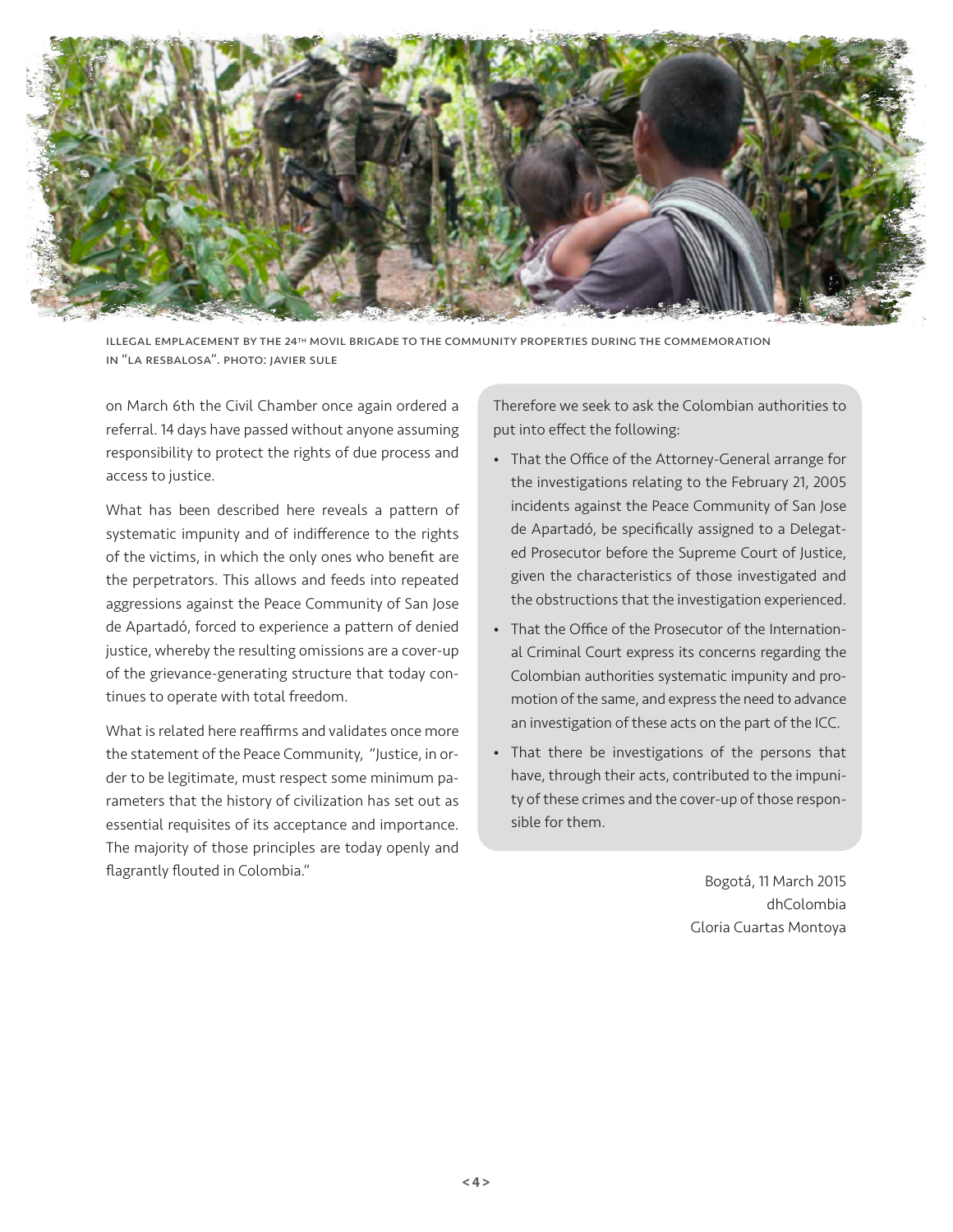ILLEGAL EMPLACEMENT BY THE 24TH MOVIL BRIGADE TO THE COMMUNITY PROPERTIES DURING THE COMMEMORATION IN "LA RESBALOSA". PHOTO: JAVIER SULE

on March 6th the Civil Chamber once again ordered a referral. 14 days have passed without anyone assuming responsibility to protect the rights of due process and access to justice.

What has been described here reveals a pattern of systematic impunity and of indifference to the rights of the victims, in which the only ones who benefit are the perpetrators. This allows and feeds into repeated aggressions against the Peace Community of San Jose de Apartadó, forced to experience a pattern of denied justice, whereby the resulting omissions are a cover-up of the grievance-generating structure that today continues to operate with total freedom.

What is related here reaffirms and validates once more the statement of the Peace Community, "Justice, in order to be legitimate, must respect some minimum parameters that the history of civilization has set out as essential requisites of its acceptance and importance. The majority of those principles are today openly and flagrantly flouted in Colombia."

Therefore we seek to ask the Colombian authorities to put into effect the following:

- That the Office of the Attorney-General arrange for the investigations relating to the February 21, 2005 incidents against the Peace Community of San Jose de Apartadó, be specifically assigned to a Delegated Prosecutor before the Supreme Court of Justice, given the characteristics of those investigated and the obstructions that the investigation experienced.
- That the Office of the Prosecutor of the International Criminal Court express its concerns regarding the Colombian authorities systematic impunity and promotion of the same, and express the need to advance an investigation of these acts on the part of the ICC.
- That there be investigations of the persons that have, through their acts, contributed to the impunity of these crimes and the cover-up of those responsible for them.

Bogotá, 11 March 2015
dhColombia
Gloria Cuartas Montoya